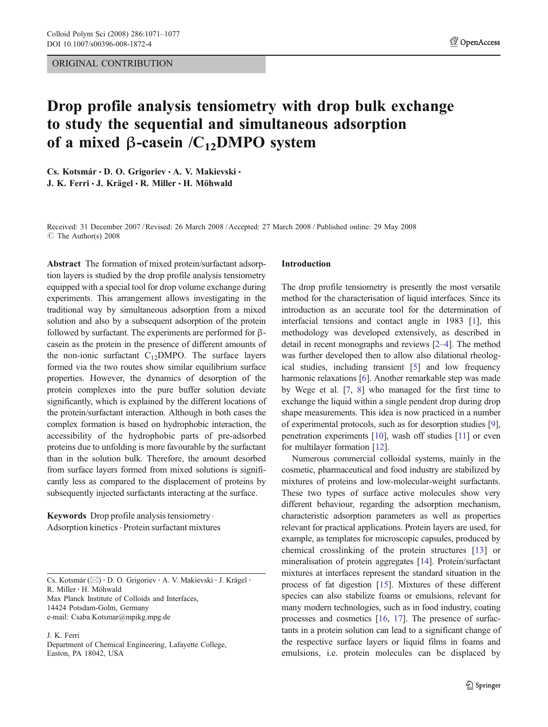ORIGINAL CONTRIBUTION

# Drop profile analysis tensiometry with drop bulk exchange to study the sequential and simultaneous adsorption of a mixed β-casein /$C_{12}$DMPO system

**Cs. Kotsmár · D. O. Grigoriev · A. V. Makievski · J. K. Ferri · J. Krägel · R. Miller · H. Möhwald**

Received: 31 December 2007 / Revised: 26 March 2008 / Accepted: 27 March 2008 / Published online: 29 May 2008
© The Author(s) 2008

**Abstract** The formation of mixed protein/surfactant adsorption layers is studied by the drop profile analysis tensiometry equipped with a special tool for drop volume exchange during experiments. This arrangement allows investigating in the traditional way by simultaneous adsorption from a mixed solution and also by a subsequent adsorption of the protein followed by surfactant. The experiments are performed for β-casein as the protein in the presence of different amounts of the non-ionic surfactant $C_{12}$DMPO. The surface layers formed via the two routes show similar equilibrium surface properties. However, the dynamics of desorption of the protein complexes into the pure buffer solution deviate significantly, which is explained by the different locations of the protein/surfactant interaction. Although in both cases the complex formation is based on hydrophobic interaction, the accessibility of the hydrophobic parts of pre-adsorbed proteins due to unfolding is more favourable by the surfactant than in the solution bulk. Therefore, the amount desorbed from surface layers formed from mixed solutions is significantly less as compared to the displacement of proteins by subsequently injected surfactants interacting at the surface.

**Keywords** Drop profile analysis tensiometry · Adsorption kinetics · Protein surfactant mixtures

Cs. Kotsmár (✉) · D. O. Grigoriev · A. V. Makievski · J. Krägel · R. Miller · H. Möhwald
Max Planck Institute of Colloids and Interfaces,
14424 Potsdam-Golm, Germany
e-mail: Csaba.Kotsmar@mpikg.mpg.de

J. K. Ferri
Department of Chemical Engineering, Lafayette College,
Easton, PA 18042, USA

## Introduction

The drop profile tensiometry is presently the most versatile method for the characterisation of liquid interfaces. Since its introduction as an accurate tool for the determination of interfacial tensions and contact angle in 1983 [1], this methodology was developed extensively, as described in detail in recent monographs and reviews [2–4]. The method was further developed then to allow also dilational rheological studies, including transient [5] and low frequency harmonic relaxations [6]. Another remarkable step was made by Wege et al. [7, 8] who managed for the first time to exchange the liquid within a single pendent drop during drop shape measurements. This idea is now practiced in a number of experimental protocols, such as for desorption studies [9], penetration experiments [10], wash off studies [11] or even for multilayer formation [12].

Numerous commercial colloidal systems, mainly in the cosmetic, pharmaceutical and food industry are stabilized by mixtures of proteins and low-molecular-weight surfactants. These two types of surface active molecules show very different behaviour, regarding the adsorption mechanism, characteristic adsorption parameters as well as properties relevant for practical applications. Protein layers are used, for example, as templates for microscopic capsules, produced by chemical crosslinking of the protein structures [13] or mineralisation of protein aggregates [14]. Protein/surfactant mixtures at interfaces represent the standard situation in the process of fat digestion [15]. Mixtures of these different species can also stabilize foams or emulsions, relevant for many modern technologies, such as in food industry, coating processes and cosmetics [16, 17]. The presence of surfactants in a protein solution can lead to a significant change of the respective surface layers or liquid films in foams and emulsions, i.e. protein molecules can be displaced by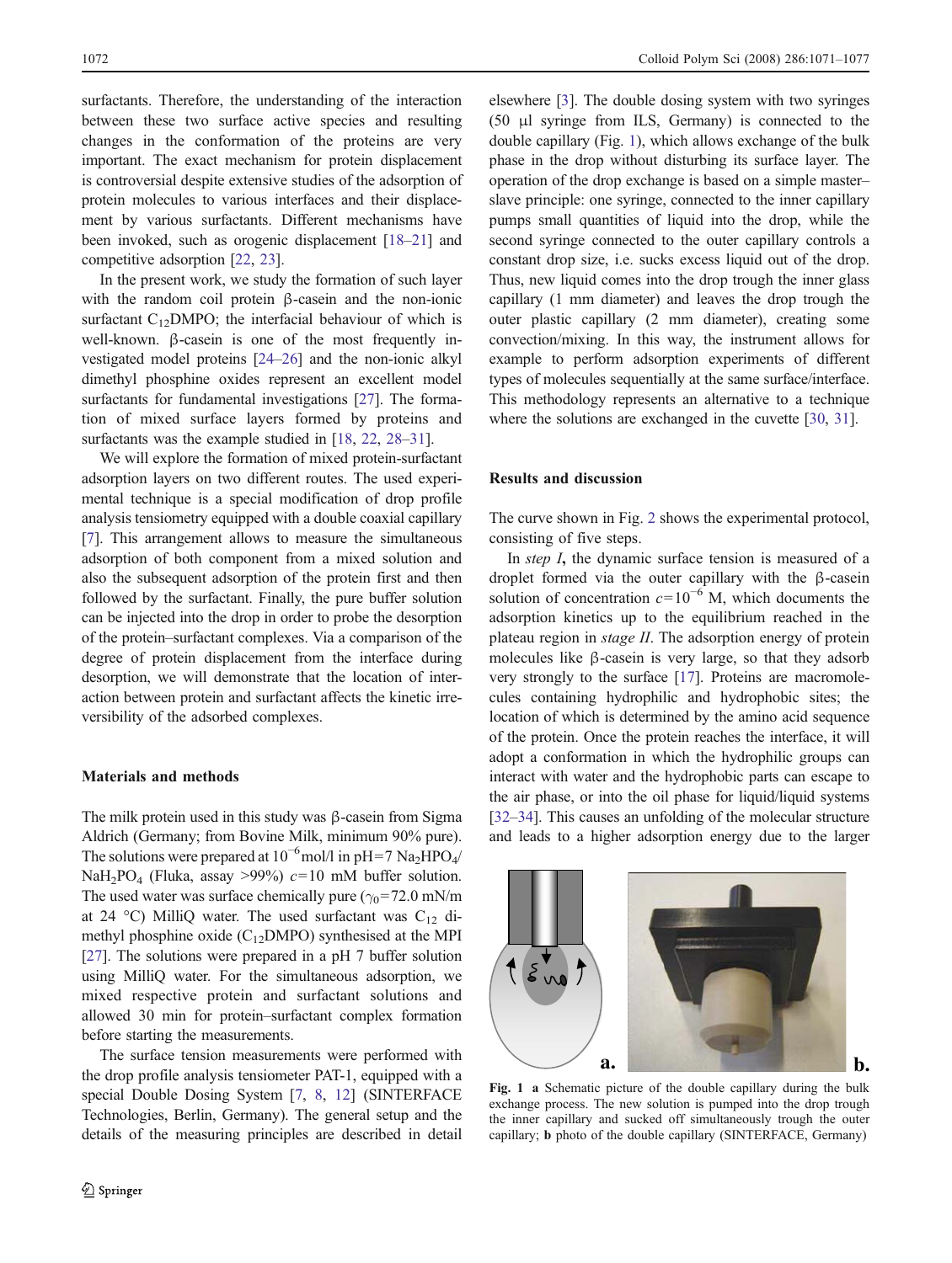surfactants. Therefore, the understanding of the interaction between these two surface active species and resulting changes in the conformation of the proteins are very important. The exact mechanism for protein displacement is controversial despite extensive studies of the adsorption of protein molecules to various interfaces and their displacement by various surfactants. Different mechanisms have been invoked, such as orogenic displacement [18–21] and competitive adsorption [22, 23].

In the present work, we study the formation of such layer with the random coil protein β-casein and the non-ionic surfactant $C_{12}$DMPO; the interfacial behaviour of which is well-known. β-casein is one of the most frequently investigated model proteins [24–26] and the non-ionic alkyl dimethyl phosphine oxides represent an excellent model surfactants for fundamental investigations [27]. The formation of mixed surface layers formed by proteins and surfactants was the example studied in [18, 22, 28–31].

We will explore the formation of mixed protein-surfactant adsorption layers on two different routes. The used experimental technique is a special modification of drop profile analysis tensiometry equipped with a double coaxial capillary [7]. This arrangement allows to measure the simultaneous adsorption of both component from a mixed solution and also the subsequent adsorption of the protein first and then followed by the surfactant. Finally, the pure buffer solution can be injected into the drop in order to probe the desorption of the protein–surfactant complexes. Via a comparison of the degree of protein displacement from the interface during desorption, we will demonstrate that the location of interaction between protein and surfactant affects the kinetic irreversibility of the adsorbed complexes.

## Materials and methods

The milk protein used in this study was β-casein from Sigma Aldrich (Germany; from Bovine Milk, minimum 90% pure). The solutions were prepared at $10^{-6}$mol/l in pH=7 $Na_2HPO_4$/ $NaH_2PO_4$ (Fluka, assay >99%) $c$=10 mM buffer solution. The used water was surface chemically pure ($\gamma_0$=72.0 mN/m at 24 °C) MilliQ water. The used surfactant was $C_{12}$ dimethyl phosphine oxide ($C_{12}$DMPO) synthesised at the MPI [27]. The solutions were prepared in a pH 7 buffer solution using MilliQ water. For the simultaneous adsorption, we mixed respective protein and surfactant solutions and allowed 30 min for protein–surfactant complex formation before starting the measurements.

The surface tension measurements were performed with the drop profile analysis tensiometer PAT-1, equipped with a special Double Dosing System [7, 8, 12] (SINTERFACE Technologies, Berlin, Germany). The general setup and the details of the measuring principles are described in detail elsewhere [3]. The double dosing system with two syringes (50 μl syringe from ILS, Germany) is connected to the double capillary (Fig. 1), which allows exchange of the bulk phase in the drop without disturbing its surface layer. The operation of the drop exchange is based on a simple master–slave principle: one syringe, connected to the inner capillary pumps small quantities of liquid into the drop, while the second syringe connected to the outer capillary controls a constant drop size, i.e. sucks excess liquid out of the drop. Thus, new liquid comes into the drop trough the inner glass capillary (1 mm diameter) and leaves the drop trough the outer plastic capillary (2 mm diameter), creating some convection/mixing. In this way, the instrument allows for example to perform adsorption experiments of different types of molecules sequentially at the same surface/interface. This methodology represents an alternative to a technique where the solutions are exchanged in the cuvette [30, 31].

Fig. 1 **a** Schematic picture of the double capillary during the bulk exchange process. The new solution is pumped into the drop trough the inner capillary and sucked off simultaneously trough the outer capillary; **b** photo of the double capillary (SINTERFACE, Germany)

## Results and discussion

The curve shown in Fig. 2 shows the experimental protocol, consisting of five steps.

In *step I*, the dynamic surface tension is measured of a droplet formed via the outer capillary with the β-casein solution of concentration $c=10^{-6}$ M, which documents the adsorption kinetics up to the equilibrium reached in the plateau region in *stage II*. The adsorption energy of protein molecules like β-casein is very large, so that they adsorb very strongly to the surface [17]. Proteins are macromolecules containing hydrophilic and hydrophobic sites; the location of which is determined by the amino acid sequence of the protein. Once the protein reaches the interface, it will adopt a conformation in which the hydrophilic groups can interact with water and the hydrophobic parts can escape to the air phase, or into the oil phase for liquid/liquid systems [32–34]. This causes an unfolding of the molecular structure and leads to a higher adsorption energy due to the larger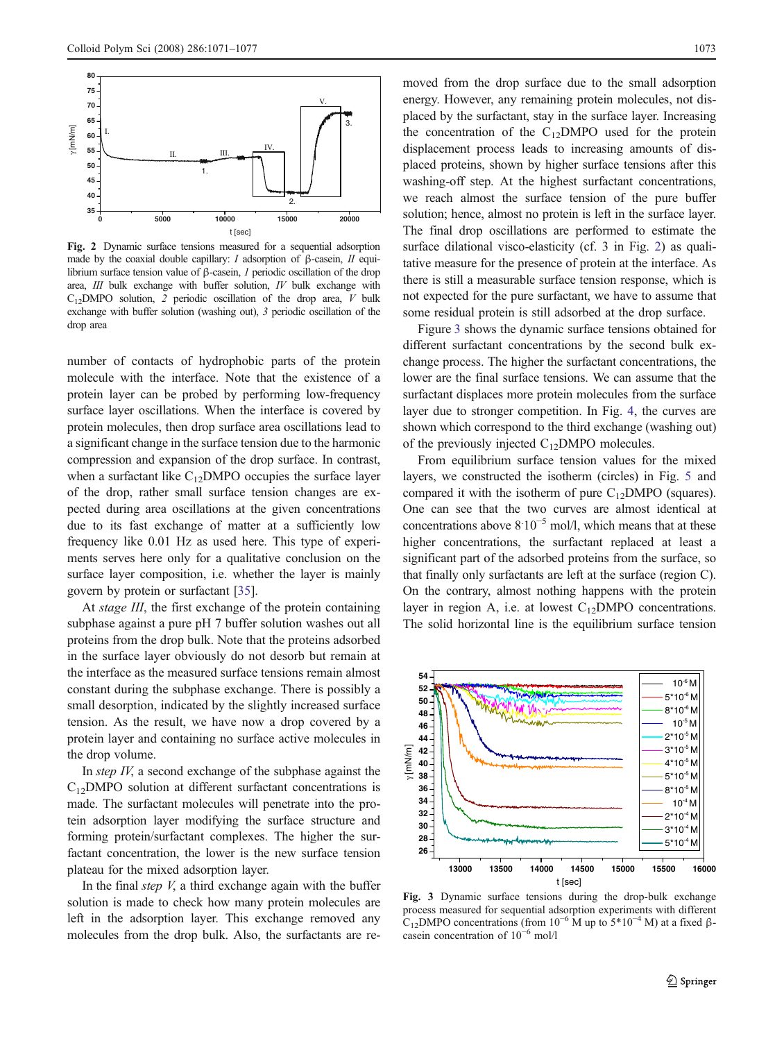Fig. 2 Dynamic surface tensions measured for a sequential adsorption made by the coaxial double capillary: *I* adsorption of β-casein, *II* equilibrium surface tension value of β-casein, *1* periodic oscillation of the drop area, *III* bulk exchange with buffer solution, *IV* bulk exchange with $C_{12}$DMPO solution, *2* periodic oscillation of the drop area, *V* bulk exchange with buffer solution (washing out), *3* periodic oscillation of the drop area

number of contacts of hydrophobic parts of the protein molecule with the interface. Note that the existence of a protein layer can be probed by performing low-frequency surface layer oscillations. When the interface is covered by protein molecules, then drop surface area oscillations lead to a significant change in the surface tension due to the harmonic compression and expansion of the drop surface. In contrast, when a surfactant like $C_{12}$DMPO occupies the surface layer of the drop, rather small surface tension changes are expected during area oscillations at the given concentrations due to its fast exchange of matter at a sufficiently low frequency like 0.01 Hz as used here. This type of experiments serves here only for a qualitative conclusion on the surface layer composition, i.e. whether the layer is mainly govern by protein or surfactant [35].

At *stage III*, the first exchange of the protein containing subphase against a pure pH 7 buffer solution washes out all proteins from the drop bulk. Note that the proteins adsorbed in the surface layer obviously do not desorb but remain at the interface as the measured surface tensions remain almost constant during the subphase exchange. There is possibly a small desorption, indicated by the slightly increased surface tension. As the result, we have now a drop covered by a protein layer and containing no surface active molecules in the drop volume.

In *step IV*, a second exchange of the subphase against the $C_{12}$DMPO solution at different surfactant concentrations is made. The surfactant molecules will penetrate into the protein adsorption layer modifying the surface structure and forming protein/surfactant complexes. The higher the surfactant concentration, the lower is the new surface tension plateau for the mixed adsorption layer.

In the final *step V*, a third exchange again with the buffer solution is made to check how many protein molecules are left in the adsorption layer. This exchange removed any molecules from the drop bulk. Also, the surfactants are removed from the drop surface due to the small adsorption energy. However, any remaining protein molecules, not displaced by the surfactant, stay in the surface layer. Increasing the concentration of the $C_{12}$DMPO used for the protein displacement process leads to increasing amounts of displaced proteins, shown by higher surface tensions after this washing-off step. At the highest surfactant concentrations, we reach almost the surface tension of the pure buffer solution; hence, almost no protein is left in the surface layer. The final drop oscillations are performed to estimate the surface dilational visco-elasticity (cf. 3 in Fig. 2) as qualitative measure for the presence of protein at the interface. As there is still a measurable surface tension response, which is not expected for the pure surfactant, we have to assume that some residual protein is still adsorbed at the drop surface.

Figure 3 shows the dynamic surface tensions obtained for different surfactant concentrations by the second bulk exchange process. The higher the surfactant concentrations, the lower are the final surface tensions. We can assume that the surfactant displaces more protein molecules from the surface layer due to stronger competition. In Fig. 4, the curves are shown which correspond to the third exchange (washing out) of the previously injected $C_{12}$DMPO molecules.

From equilibrium surface tension values for the mixed layers, we constructed the isotherm (circles) in Fig. 5 and compared it with the isotherm of pure $C_{12}$DMPO (squares). One can see that the two curves are almost identical at concentrations above $8 \cdot 10^{-5}$ mol/l, which means that at these higher concentrations, the surfactant replaced at least a significant part of the adsorbed proteins from the surface, so that finally only surfactants are left at the surface (region C). On the contrary, almost nothing happens with the protein layer in region A, i.e. at lowest $C_{12}$DMPO concentrations. The solid horizontal line is the equilibrium surface tension

Fig. 3 Dynamic surface tensions during the drop-bulk exchange process measured for sequential adsorption experiments with different $C_{12}$DMPO concentrations (from $10^{-6}$ M up to $5*10^{-4}$ M) at a fixed β-casein concentration of $10^{-6}$ mol/l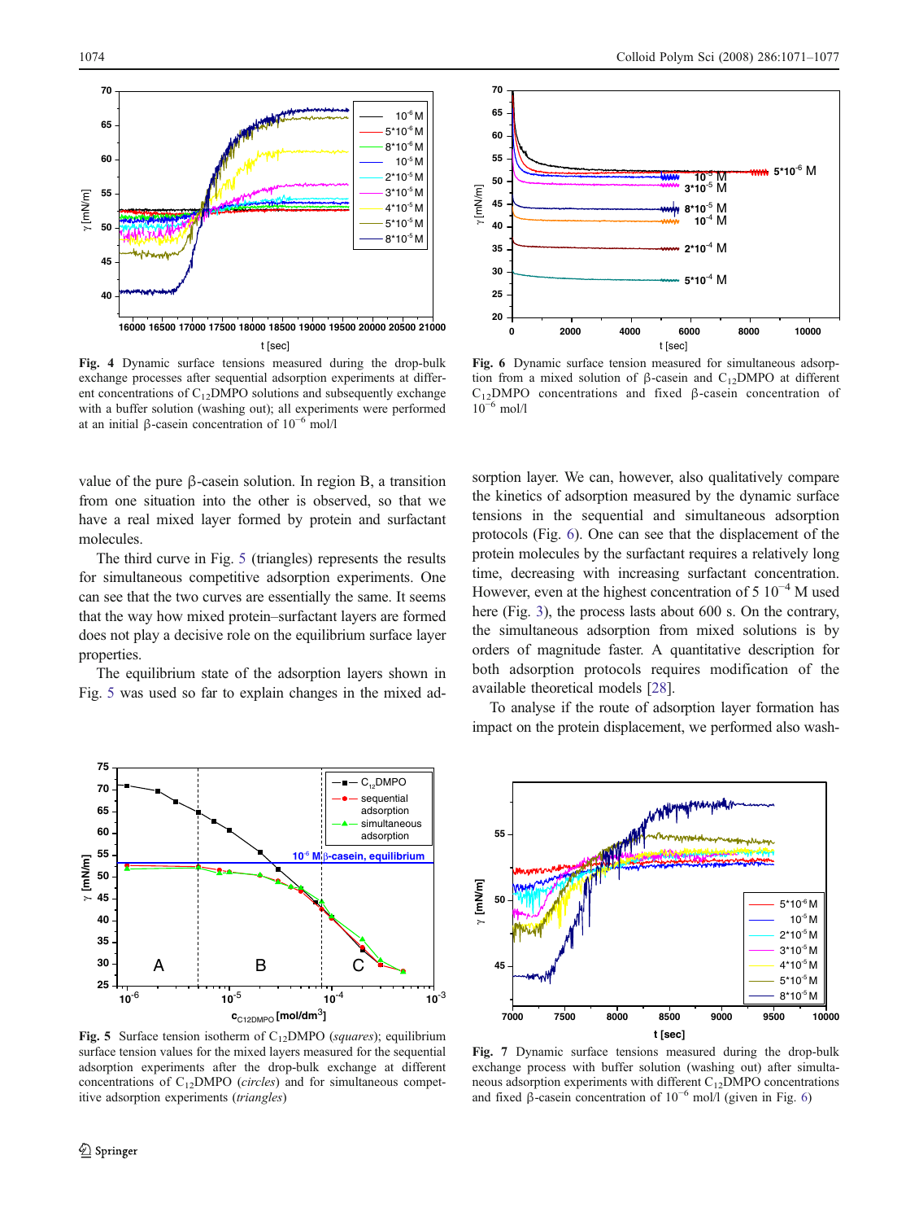Fig. 4 Dynamic surface tensions measured during the drop-bulk exchange processes after sequential adsorption experiments at different concentrations of $C_{12}$DMPO solutions and subsequently exchange with a buffer solution (washing out); all experiments were performed at an initial β-casein concentration of $10^{-6}$ mol/l

Fig. 6 Dynamic surface tension measured for simultaneous adsorption from a mixed solution of β-casein and $C_{12}$DMPO at different $C_{12}$DMPO concentrations and fixed β-casein concentration of $10^{-6}$ mol/l

value of the pure β-casein solution. In region B, a transition from one situation into the other is observed, so that we have a real mixed layer formed by protein and surfactant molecules.

The third curve in Fig. 5 (triangles) represents the results for simultaneous competitive adsorption experiments. One can see that the two curves are essentially the same. It seems that the way how mixed protein–surfactant layers are formed does not play a decisive role on the equilibrium surface layer properties.

The equilibrium state of the adsorption layers shown in Fig. 5 was used so far to explain changes in the mixed adsorption layer. We can, however, also qualitatively compare the kinetics of adsorption measured by the dynamic surface tensions in the sequential and simultaneous adsorption protocols (Fig. 6). One can see that the displacement of the protein molecules by the surfactant requires a relatively long time, decreasing with increasing surfactant concentration. However, even at the highest concentration of 5 $10^{-4}$ M used here (Fig. 3), the process lasts about 600 s. On the contrary, the simultaneous adsorption from mixed solutions is by orders of magnitude faster. A quantitative description for both adsorption protocols requires modification of the available theoretical models [28].

To analyse if the route of adsorption layer formation has impact on the protein displacement, we performed also wash-

Fig. 5 Surface tension isotherm of $C_{12}$DMPO (*squares*); equilibrium surface tension values for the mixed layers measured for the sequential adsorption experiments after the drop-bulk exchange at different concentrations of $C_{12}$DMPO (*circles*) and for simultaneous competitive adsorption experiments (*triangles*)

Fig. 7 Dynamic surface tensions measured during the drop-bulk exchange process with buffer solution (washing out) after simultaneous adsorption experiments with different $C_{12}$DMPO concentrations and fixed β-casein concentration of $10^{-6}$ mol/l (given in Fig. 6)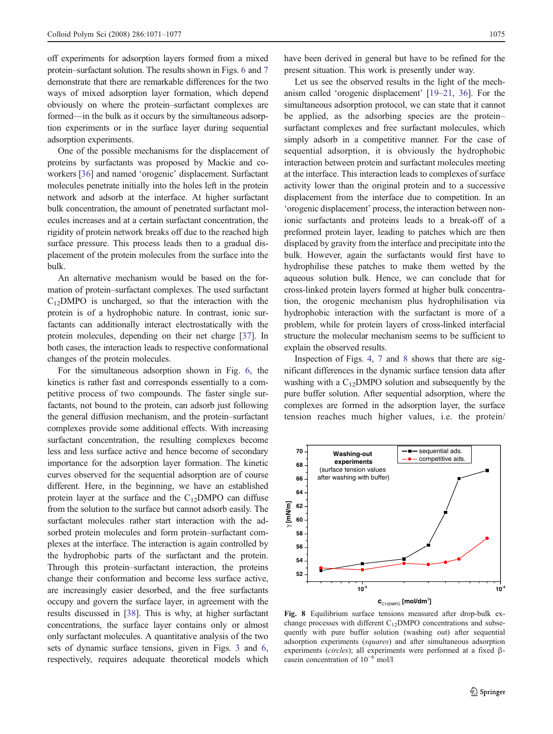off experiments for adsorption layers formed from a mixed protein–surfactant solution. The results shown in Figs. 6 and 7 demonstrate that there are remarkable differences for the two ways of mixed adsorption layer formation, which depend obviously on where the protein–surfactant complexes are formed—in the bulk as it occurs by the simultaneous adsorption experiments or in the surface layer during sequential adsorption experiments.

One of the possible mechanisms for the displacement of proteins by surfactants was proposed by Mackie and coworkers [36] and named 'orogenic' displacement. Surfactant molecules penetrate initially into the holes left in the protein network and adsorb at the interface. At higher surfactant bulk concentration, the amount of penetrated surfactant molecules increases and at a certain surfactant concentration, the rigidity of protein network breaks off due to the reached high surface pressure. This process leads then to a gradual displacement of the protein molecules from the surface into the bulk.

An alternative mechanism would be based on the formation of protein–surfactant complexes. The used surfactant $C_{12}$DMPO is uncharged, so that the interaction with the protein is of a hydrophobic nature. In contrast, ionic surfactants can additionally interact electrostatically with the protein molecules, depending on their net charge [37]. In both cases, the interaction leads to respective conformational changes of the protein molecules.

For the simultaneous adsorption shown in Fig. 6, the kinetics is rather fast and corresponds essentially to a competitive process of two compounds. The faster single surfactants, not bound to the protein, can adsorb just following the general diffusion mechanism, and the protein–surfactant complexes provide some additional effects. With increasing surfactant concentration, the resulting complexes become less and less surface active and hence become of secondary importance for the adsorption layer formation. The kinetic curves observed for the sequential adsorption are of course different. Here, in the beginning, we have an established protein layer at the surface and the $C_{12}$DMPO can diffuse from the solution to the surface but cannot adsorb easily. The surfactant molecules rather start interaction with the adsorbed protein molecules and form protein–surfactant complexes at the interface. The interaction is again controlled by the hydrophobic parts of the surfactant and the protein. Through this protein–surfactant interaction, the proteins change their conformation and become less surface active, are increasingly easier desorbed, and the free surfactants occupy and govern the surface layer, in agreement with the results discussed in [38]. This is why, at higher surfactant concentrations, the surface layer contains only or almost only surfactant molecules. A quantitative analysis of the two sets of dynamic surface tensions, given in Figs. 3 and 6, respectively, requires adequate theoretical models which have been derived in general but have to be refined for the present situation. This work is presently under way.

Let us see the observed results in the light of the mechanism called 'orogenic displacement' [19–21, 36]. For the simultaneous adsorption protocol, we can state that it cannot be applied, as the adsorbing species are the protein–surfactant complexes and free surfactant molecules, which simply adsorb in a competitive manner. For the case of sequential adsorption, it is obviously the hydrophobic interaction between protein and surfactant molecules meeting at the interface. This interaction leads to complexes of surface activity lower than the original protein and to a successive displacement from the interface due to competition. In an 'orogenic displacement' process, the interaction between nonionic surfactants and proteins leads to a break-off of a preformed protein layer, leading to patches which are then displaced by gravity from the interface and precipitate into the bulk. However, again the surfactants would first have to hydrophilise these patches to make them wetted by the aqueous solution bulk. Hence, we can conclude that for cross-linked protein layers formed at higher bulk concentration, the orogenic mechanism plus hydrophilisation via hydrophobic interaction with the surfactant is more of a problem, while for protein layers of cross-linked interfacial structure the molecular mechanism seems to be sufficient to explain the observed results.

Inspection of Figs. 4, 7 and 8 shows that there are significant differences in the dynamic surface tension data after washing with a $C_{12}$DMPO solution and subsequently by the pure buffer solution. After sequential adsorption, where the complexes are formed in the adsorption layer, the surface tension reaches much higher values, i.e. the protein/

Washing-out experiments
(surface tension values after washing with buffer)

sequential ads.
competitive ads.

γ [mN/m]

70
68
66
64
62
60
58
56
54
52

$10^{-5}$
$10^{-4}$

$c_{C12DMPO}$ [mol/dm³]

**Fig. 8** Equilibrium surface tensions measured after drop-bulk exchange processes with different $C_{12}$DMPO concentrations and subsequently with pure buffer solution (washing out) after sequential adsorption experiments (*squares*) and after simultaneous adsorption experiments (*circles*); all experiments were performed at a fixed β-casein concentration of $10^{-6}$ mol/l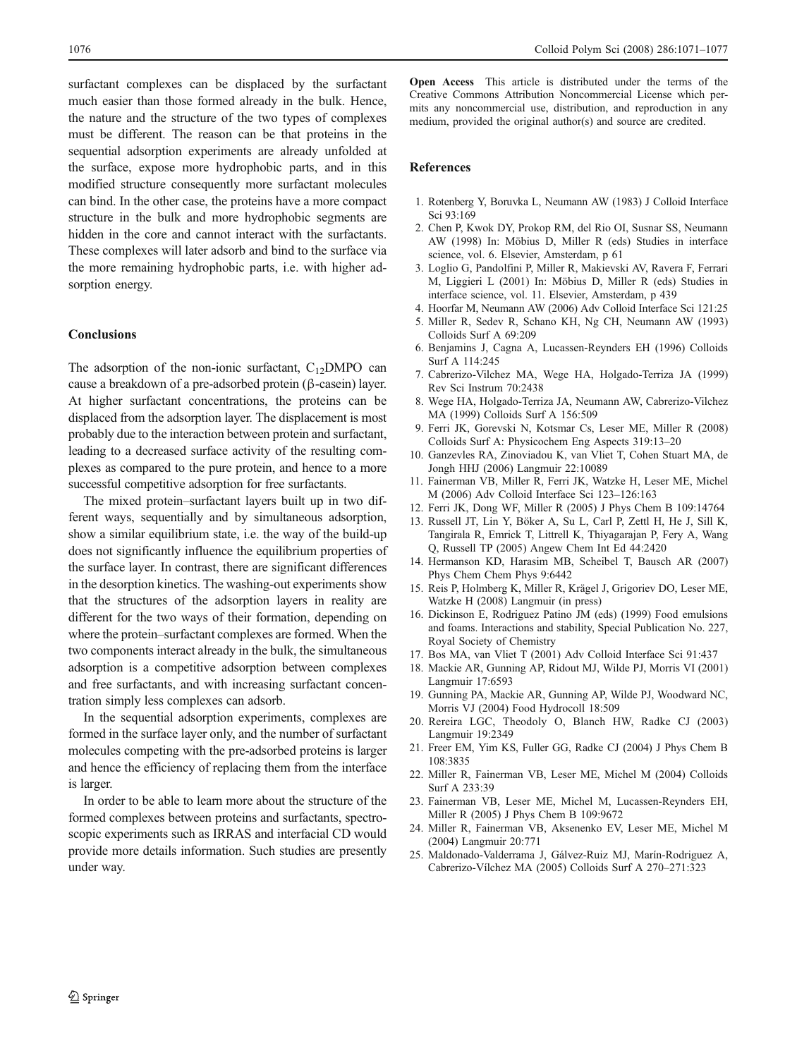surfactant complexes can be displaced by the surfactant much easier than those formed already in the bulk. Hence, the nature and the structure of the two types of complexes must be different. The reason can be that proteins in the sequential adsorption experiments are already unfolded at the surface, expose more hydrophobic parts, and in this modified structure consequently more surfactant molecules can bind. In the other case, the proteins have a more compact structure in the bulk and more hydrophobic segments are hidden in the core and cannot interact with the surfactants. These complexes will later adsorb and bind to the surface via the more remaining hydrophobic parts, i.e. with higher adsorption energy.

## Conclusions

The adsorption of the non-ionic surfactant, $C_{12}$DMPO can cause a breakdown of a pre-adsorbed protein (β-casein) layer. At higher surfactant concentrations, the proteins can be displaced from the adsorption layer. The displacement is most probably due to the interaction between protein and surfactant, leading to a decreased surface activity of the resulting complexes as compared to the pure protein, and hence to a more successful competitive adsorption for free surfactants.

The mixed protein–surfactant layers built up in two different ways, sequentially and by simultaneous adsorption, show a similar equilibrium state, i.e. the way of the build-up does not significantly influence the equilibrium properties of the surface layer. In contrast, there are significant differences in the desorption kinetics. The washing-out experiments show that the structures of the adsorption layers in reality are different for the two ways of their formation, depending on where the protein–surfactant complexes are formed. When the two components interact already in the bulk, the simultaneous adsorption is a competitive adsorption between complexes and free surfactants, and with increasing surfactant concentration simply less complexes can adsorb.

In the sequential adsorption experiments, complexes are formed in the surface layer only, and the number of surfactant molecules competing with the pre-adsorbed proteins is larger and hence the efficiency of replacing them from the interface is larger.

In order to be able to learn more about the structure of the formed complexes between proteins and surfactants, spectroscopic experiments such as IRRAS and interfacial CD would provide more details information. Such studies are presently under way.

**Open Access** This article is distributed under the terms of the Creative Commons Attribution Noncommercial License which permits any noncommercial use, distribution, and reproduction in any medium, provided the original author(s) and source are credited.

## References

1. Rotenberg Y, Boruvka L, Neumann AW (1983) J Colloid Interface Sci 93:169
2. Chen P, Kwok DY, Prokop RM, del Rio OI, Susnar SS, Neumann AW (1998) In: Möbius D, Miller R (eds) Studies in interface science, vol. 6. Elsevier, Amsterdam, p 61
3. Loglio G, Pandolfini P, Miller R, Makievski AV, Ravera F, Ferrari M, Liggieri L (2001) In: Möbius D, Miller R (eds) Studies in interface science, vol. 11. Elsevier, Amsterdam, p 439
4. Hoorfar M, Neumann AW (2006) Adv Colloid Interface Sci 121:25
5. Miller R, Sedev R, Schano KH, Ng CH, Neumann AW (1993) Colloids Surf A 69:209
6. Benjamins J, Cagna A, Lucassen-Reynders EH (1996) Colloids Surf A 114:245
7. Cabrerizo-Vilchez MA, Wege HA, Holgado-Terriza JA (1999) Rev Sci Instrum 70:2438
8. Wege HA, Holgado-Terriza JA, Neumann AW, Cabrerizo-Vilchez MA (1999) Colloids Surf A 156:509
9. Ferri JK, Gorevski N, Kotsmar Cs, Leser ME, Miller R (2008) Colloids Surf A: Physicochem Eng Aspects 319:13–20
10. Ganzevles RA, Zinoviadou K, van Vliet T, Cohen Stuart MA, de Jongh HHJ (2006) Langmuir 22:10089
11. Fainerman VB, Miller R, Ferri JK, Watzke H, Leser ME, Michel M (2006) Adv Colloid Interface Sci 123–126:163
12. Ferri JK, Dong WF, Miller R (2005) J Phys Chem B 109:14764
13. Russell JT, Lin Y, Böker A, Su L, Carl P, Zettl H, He J, Sill K, Tangirala R, Emrick T, Littrell K, Thiyagarajan P, Fery A, Wang Q, Russell TP (2005) Angew Chem Int Ed 44:2420
14. Hermanson KD, Harasim MB, Scheibel T, Bausch AR (2007) Phys Chem Chem Phys 9:6442
15. Reis P, Holmberg K, Miller R, Krägel J, Grigoriev DO, Leser ME, Watzke H (2008) Langmuir (in press)
16. Dickinson E, Rodriguez Patino JM (eds) (1999) Food emulsions and foams. Interactions and stability, Special Publication No. 227, Royal Society of Chemistry
17. Bos MA, van Vliet T (2001) Adv Colloid Interface Sci 91:437
18. Mackie AR, Gunning AP, Ridout MJ, Wilde PJ, Morris VI (2001) Langmuir 17:6593
19. Gunning PA, Mackie AR, Gunning AP, Wilde PJ, Woodward NC, Morris VJ (2004) Food Hydrocoll 18:509
20. Rereira LGC, Theodoly O, Blanch HW, Radke CJ (2003) Langmuir 19:2349
21. Freer EM, Yim KS, Fuller GG, Radke CJ (2004) J Phys Chem B 108:3835
22. Miller R, Fainerman VB, Leser ME, Michel M (2004) Colloids Surf A 233:39
23. Fainerman VB, Leser ME, Michel M, Lucassen-Reynders EH, Miller R (2005) J Phys Chem B 109:9672
24. Miller R, Fainerman VB, Aksenenko EV, Leser ME, Michel M (2004) Langmuir 20:771
25. Maldonado-Valderrama J, Gálvez-Ruiz MJ, Marín-Rodriguez A, Cabrerizo-Vílchez MA (2005) Colloids Surf A 270–271:323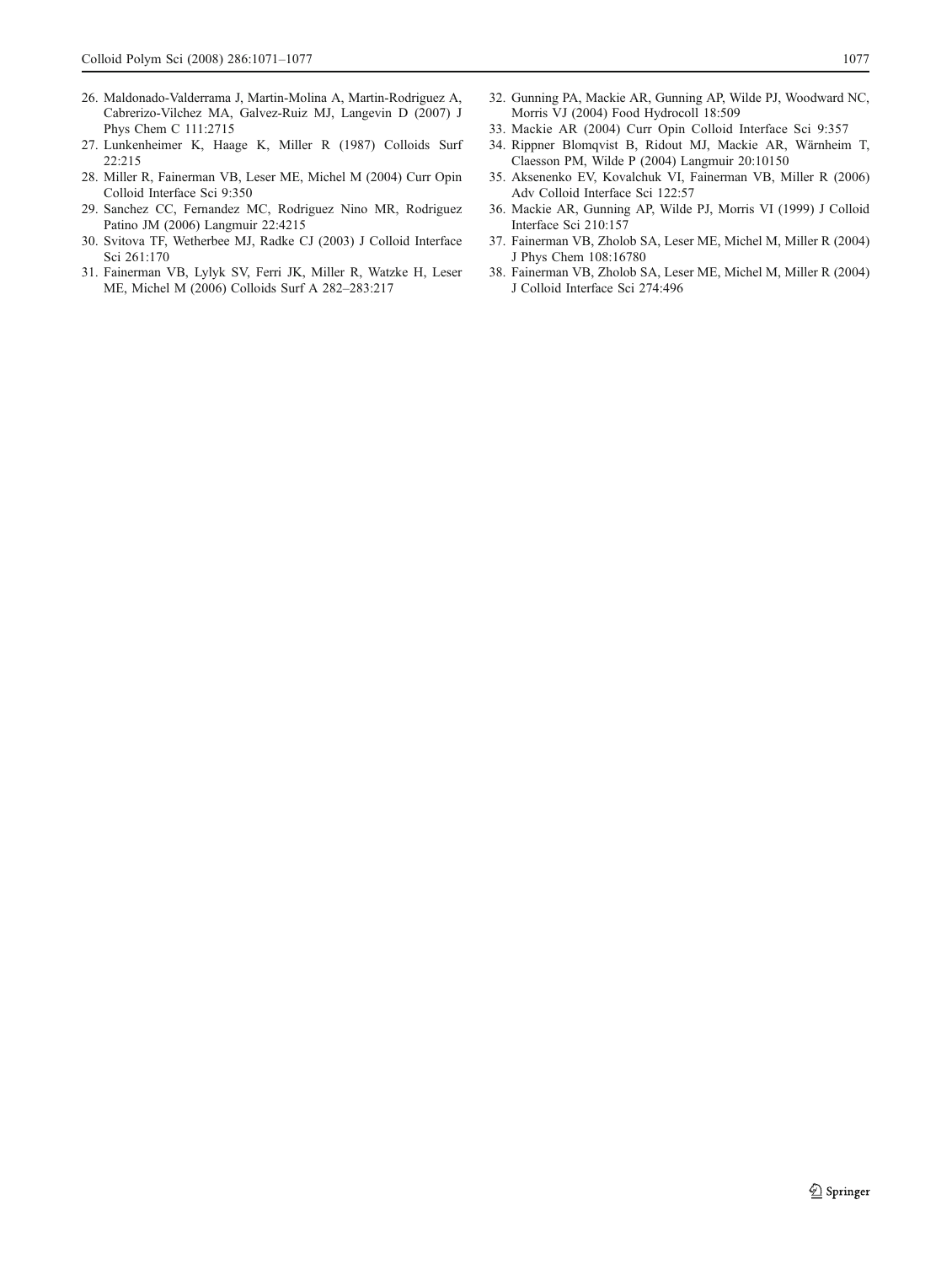26. Maldonado-Valderrama J, Martin-Molina A, Martin-Rodriguez A, Cabrerizo-Vilchez MA, Galvez-Ruiz MJ, Langevin D (2007) J Phys Chem C 111:2715
27. Lunkenheimer K, Haage K, Miller R (1987) Colloids Surf 22:215
28. Miller R, Fainerman VB, Leser ME, Michel M (2004) Curr Opin Colloid Interface Sci 9:350
29. Sanchez CC, Fernandez MC, Rodriguez Nino MR, Rodriguez Patino JM (2006) Langmuir 22:4215
30. Svitova TF, Wetherbee MJ, Radke CJ (2003) J Colloid Interface Sci 261:170
31. Fainerman VB, Lylyk SV, Ferri JK, Miller R, Watzke H, Leser ME, Michel M (2006) Colloids Surf A 282–283:217
32. Gunning PA, Mackie AR, Gunning AP, Wilde PJ, Woodward NC, Morris VJ (2004) Food Hydrocoll 18:509
33. Mackie AR (2004) Curr Opin Colloid Interface Sci 9:357
34. Rippner Blomqvist B, Ridout MJ, Mackie AR, Wärnheim T, Claesson PM, Wilde P (2004) Langmuir 20:10150
35. Aksenenko EV, Kovalchuk VI, Fainerman VB, Miller R (2006) Adv Colloid Interface Sci 122:57
36. Mackie AR, Gunning AP, Wilde PJ, Morris VI (1999) J Colloid Interface Sci 210:157
37. Fainerman VB, Zholob SA, Leser ME, Michel M, Miller R (2004) J Phys Chem 108:16780
38. Fainerman VB, Zholob SA, Leser ME, Michel M, Miller R (2004) J Colloid Interface Sci 274:496